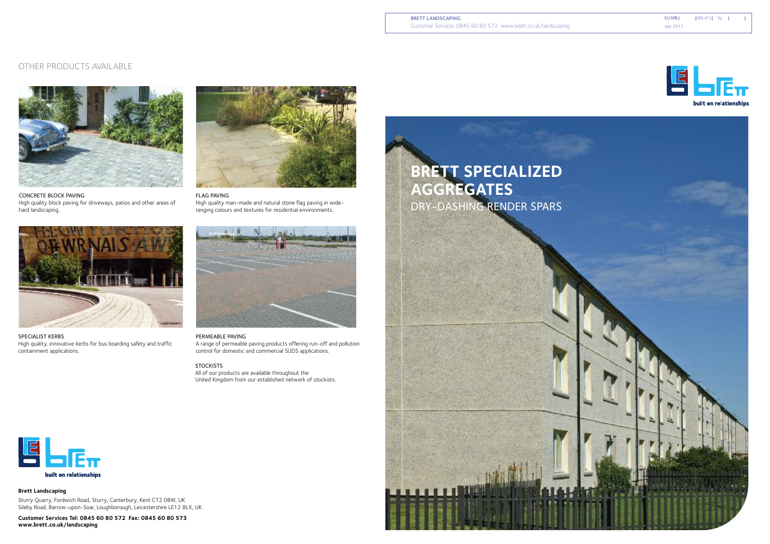BRETT LANDSCAPING

Customer Services 0845 60 80 572 www.brett.co.uk/landscaping

CI/SfB | |(90.41)| Yp | |

July 2011

## OTHER PRODUCTS AVAILABLE

CONCRETE BLOCK PAVING
High quality block paving for driveways, patios and other areas of hard landscaping.

FLAG PAVING
High quality man-made and natural stone flag paving in wide-ranging colours and textures for residential environments.

SPECIALIST KERBS
High quality, innovative kerbs for bus boarding safety and traffic containment applications.

PERMEABLE PAVING
A range of permeable paving products offering run-off and pollution control for domestic and commercial SUDS applications.

STOCKISTS
All of our products are available throughout the United Kingdom from our established network of stockists.

built on relationships

**Brett Landscaping**

Sturry Quarry, Fordwich Road, Sturry, Canterbury, Kent CT2 0BW, UK
Sileby Road, Barrow-upon-Soar, Loughborough, Leicestershire LE12 8LX, UK

**Customer Services Tel: 0845 60 80 572 Fax: 0845 60 80 573**
**www.brett.co.uk/landscaping**

built on relationships

# BRETT SPECIALIZED AGGREGATES

## DRY-DASHING RENDER SPARS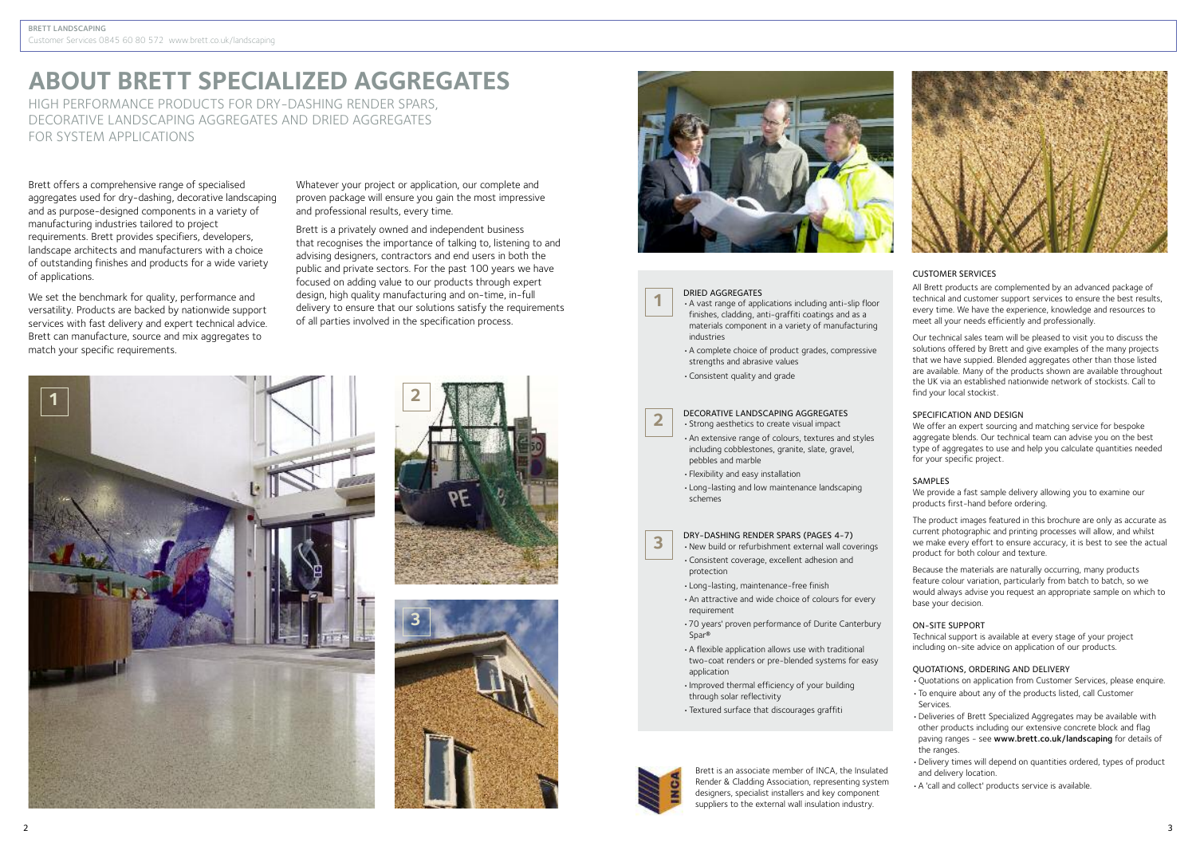# ABOUT BRETT SPECIALIZED AGGREGATES

HIGH PERFORMANCE PRODUCTS FOR DRY-DASHING RENDER SPARS, DECORATIVE LANDSCAPING AGGREGATES AND DRIED AGGREGATES FOR SYSTEM APPLICATIONS

Brett offers a comprehensive range of specialised aggregates used for dry-dashing, decorative landscaping and as purpose-designed components in a variety of manufacturing industries tailored to project requirements. Brett provides specifiers, developers, landscape architects and manufacturers with a choice of outstanding finishes and products for a wide variety of applications.

We set the benchmark for quality, performance and versatility. Products are backed by nationwide support services with fast delivery and expert technical advice. Brett can manufacture, source and mix aggregates to match your specific requirements.

Whatever your project or application, our complete and proven package will ensure you gain the most impressive and professional results, every time.

Brett is a privately owned and independent business that recognises the importance of talking to, listening to and advising designers, contractors and end users in both the public and private sectors. For the past 100 years we have focused on adding value to our products through expert design, high quality manufacturing and on-time, in-full delivery to ensure that our solutions satisfy the requirements of all parties involved in the specification process.

**1** DRIED AGGREGATES

- A vast range of applications including anti-slip floor finishes, cladding, anti-graffiti coatings and as a materials component in a variety of manufacturing industries
- A complete choice of product grades, compressive strengths and abrasive values
- Consistent quality and grade

**2** DECORATIVE LANDSCAPING AGGREGATES

- Strong aesthetics to create visual impact
- An extensive range of colours, textures and styles including cobblestones, granite, slate, gravel, pebbles and marble
- Flexibility and easy installation
- Long-lasting and low maintenance landscaping schemes

**3** DRY-DASHING RENDER SPARS (PAGES 4-7)

- New build or refurbishment external wall coverings
- Consistent coverage, excellent adhesion and protection
- Long-lasting, maintenance-free finish
- An attractive and wide choice of colours for every requirement
- 70 years' proven performance of Durite Canterbury Spar®
- A flexible application allows use with traditional two-coat renders or pre-blended systems for easy application
- Improved thermal efficiency of your building through solar reflectivity
- Textured surface that discourages graffiti

Brett is an associate member of INCA, the Insulated Render & Cladding Association, representing system designers, specialist installers and key component suppliers to the external wall insulation industry.

### CUSTOMER SERVICES

All Brett products are complemented by an advanced package of technical and customer support services to ensure the best results, every time. We have the experience, knowledge and resources to meet all your needs efficiently and professionally.

Our technical sales team will be pleased to visit you to discuss the solutions offered by Brett and give examples of the many projects that we have suppied. Blended aggregates other than those listed are available. Many of the products shown are available throughout the UK via an established nationwide network of stockists. Call to find your local stockist.

### SPECIFICATION AND DESIGN

We offer an expert sourcing and matching service for bespoke aggregate blends. Our technical team can advise you on the best type of aggregates to use and help you calculate quantities needed for your specific project.

### SAMPLES

We provide a fast sample delivery allowing you to examine our products first-hand before ordering.

The product images featured in this brochure are only as accurate as current photographic and printing processes will allow, and whilst we make every effort to ensure accuracy, it is best to see the actual product for both colour and texture.

Because the materials are naturally occurring, many products feature colour variation, particularly from batch to batch, so we would always advise you request an appropriate sample on which to base your decision.

### ON-SITE SUPPORT

Technical support is available at every stage of your project including on-site advice on application of our products.

### QUOTATIONS, ORDERING AND DELIVERY

- Quotations on application from Customer Services, please enquire.
- To enquire about any of the products listed, call Customer Services.
- Deliveries of Brett Specialized Aggregates may be available with other products including our extensive concrete block and flag paving ranges - see **www.brett.co.uk/landscaping** for details of the ranges.
- Delivery times will depend on quantities ordered, types of product and delivery location.
- A 'call and collect' products service is available.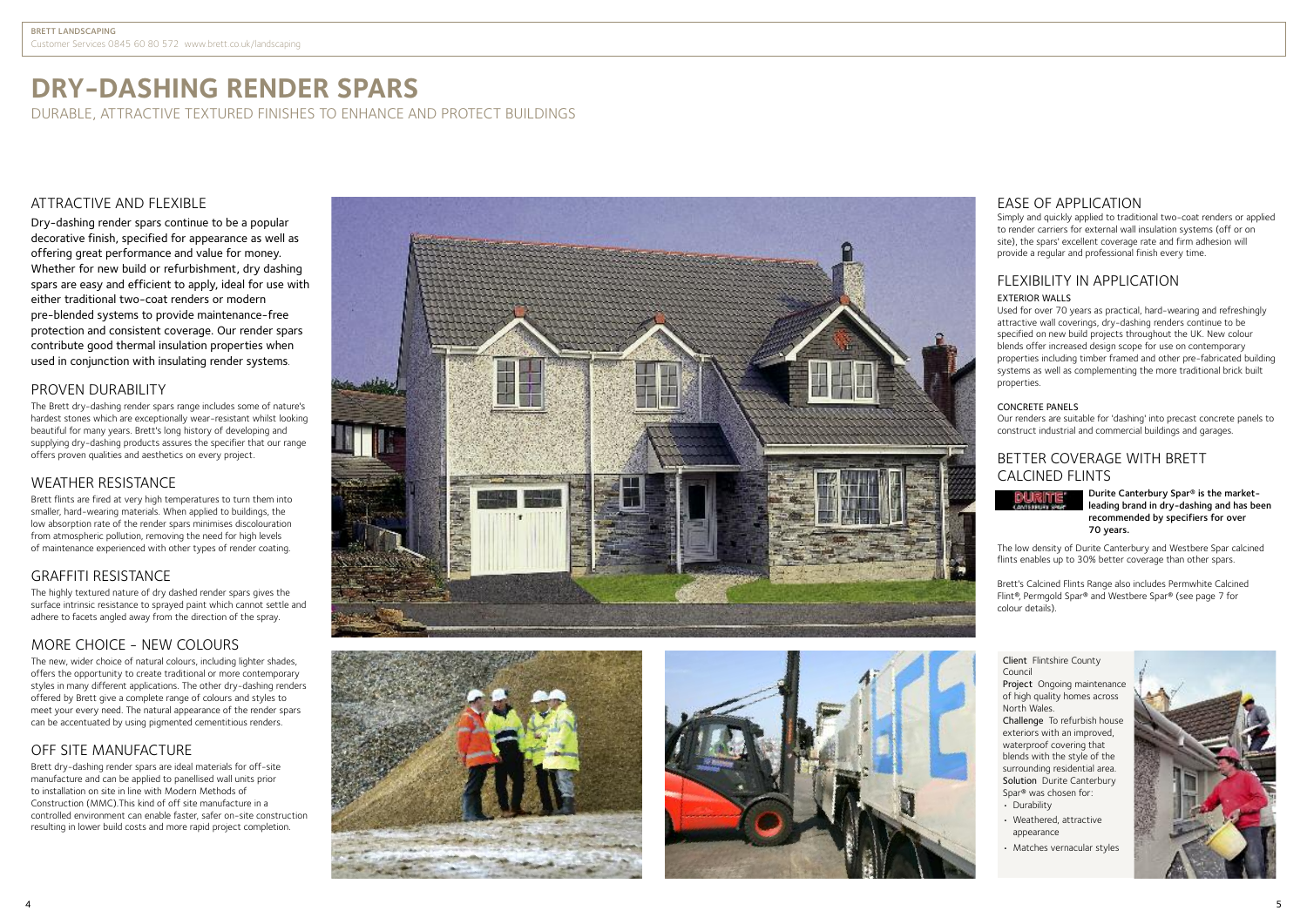# DRY-DASHING RENDER SPARS

DURABLE, ATTRACTIVE TEXTURED FINISHES TO ENHANCE AND PROTECT BUILDINGS

## ATTRACTIVE AND FLEXIBLE

Dry-dashing render spars continue to be a popular decorative finish, specified for appearance as well as offering great performance and value for money. Whether for new build or refurbishment, dry dashing spars are easy and efficient to apply, ideal for use with either traditional two-coat renders or modern pre-blended systems to provide maintenance-free protection and consistent coverage. Our render spars contribute good thermal insulation properties when used in conjunction with insulating render systems.

## PROVEN DURABILITY

The Brett dry-dashing render spars range includes some of nature's hardest stones which are exceptionally wear-resistant whilst looking beautiful for many years. Brett's long history of developing and supplying dry-dashing products assures the specifier that our range offers proven qualities and aesthetics on every project.

## WEATHER RESISTANCE

Brett flints are fired at very high temperatures to turn them into smaller, hard-wearing materials. When applied to buildings, the low absorption rate of the render spars minimises discolouration from atmospheric pollution, removing the need for high levels of maintenance experienced with other types of render coating.

## GRAFFITI RESISTANCE

The highly textured nature of dry dashed render spars gives the surface intrinsic resistance to sprayed paint which cannot settle and adhere to facets angled away from the direction of the spray.

## MORE CHOICE - NEW COLOURS

The new, wider choice of natural colours, including lighter shades, offers the opportunity to create traditional or more contemporary styles in many different applications. The other dry-dashing renders offered by Brett give a complete range of colours and styles to meet your every need. The natural appearance of the render spars can be accentuated by using pigmented cementitious renders.

## OFF SITE MANUFACTURE

Brett dry-dashing render spars are ideal materials for off-site manufacture and can be applied to panellised wall units prior to installation on site in line with Modern Methods of Construction (MMC).This kind of off site manufacture in a controlled environment can enable faster, safer on-site construction resulting in lower build costs and more rapid project completion.

## EASE OF APPLICATION

Simply and quickly applied to traditional two-coat renders or applied to render carriers for external wall insulation systems (off or on site), the spars' excellent coverage rate and firm adhesion will provide a regular and professional finish every time.

## FLEXIBILITY IN APPLICATION

### EXTERIOR WALLS

Used for over 70 years as practical, hard-wearing and refreshingly attractive wall coverings, dry-dashing renders continue to be specified on new build projects throughout the UK. New colour blends offer increased design scope for use on contemporary properties including timber framed and other pre-fabricated building systems as well as complementing the more traditional brick built properties.

### CONCRETE PANELS

Our renders are suitable for 'dashing' into precast concrete panels to construct industrial and commercial buildings and garages.

## BETTER COVERAGE WITH BRETT CALCINED FLINTS

**Durite Canterbury Spar® is the market-leading brand in dry-dashing and has been recommended by specifiers for over 70 years.**

The low density of Durite Canterbury and Westbere Spar calcined flints enables up to 30% better coverage than other spars.

Brett's Calcined Flints Range also includes Permwhite Calcined Flint®, Permgold Spar® and Westbere Spar® (see page 7 for colour details).

**Client** Flintshire County Council

**Project** Ongoing maintenance of high quality homes across North Wales.

**Challenge** To refurbish house exteriors with an improved, waterproof covering that blends with the style of the surrounding residential area.

**Solution** Durite Canterbury Spar® was chosen for:

- Durability
- Weathered, attractive appearance
- Matches vernacular styles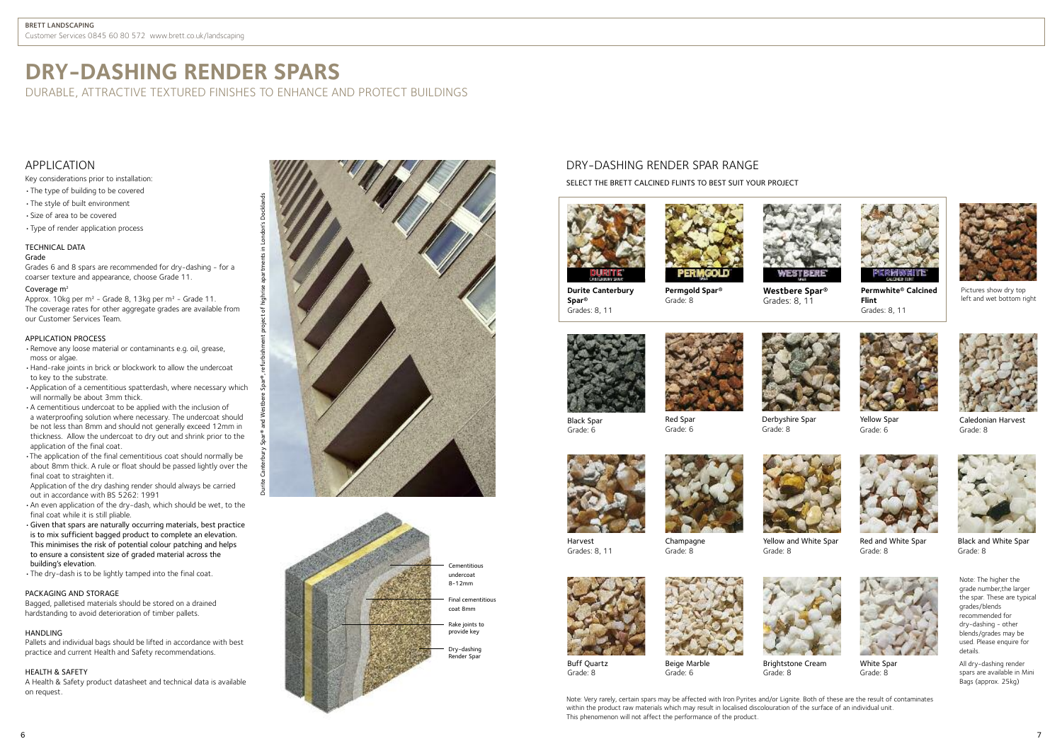**BRETT LANDSCAPING**
Customer Services 0845 60 80 572 www.brett.co.uk/landscaping

# DRY-DASHING RENDER SPARS

DURABLE, ATTRACTIVE TEXTURED FINISHES TO ENHANCE AND PROTECT BUILDINGS

## APPLICATION

Key considerations prior to installation:

- The type of building to be covered
- The style of built environment
- Size of area to be covered
- Type of render application process

### TECHNICAL DATA

**Grade**

Grades 6 and 8 spars are recommended for dry-dashing - for a coarser texture and appearance, choose Grade 11.

**Coverage m²**

Approx. 10kg per m² - Grade 8, 13kg per m² - Grade 11.
The coverage rates for other aggregate grades are available from our Customer Services Team.

### APPLICATION PROCESS

- Remove any loose material or contaminants e.g. oil, grease, moss or algae.
- Hand-rake joints in brick or blockwork to allow the undercoat to key to the substrate.
- Application of a cementitious spatterdash, where necessary which will normally be about 3mm thick.
- A cementitious undercoat to be applied with the inclusion of a waterproofing solution where necessary. The undercoat should be not less than 8mm and should not generally exceed 12mm in thickness. Allow the undercoat to dry out and shrink prior to the application of the final coat.
- The application of the final cementitious coat should normally be about 8mm thick. A rule or float should be passed lightly over the final coat to straighten it.
  Application of the dry dashing render should always be carried out in accordance with BS 5262: 1991
- An even application of the dry-dash, which should be wet, to the final coat while it is still pliable.
- Given that spars are naturally occurring materials, best practice is to mix sufficient bagged product to complete an elevation. This minimises the risk of potential colour patching and helps to ensure a consistent size of graded material across the building's elevation.
- The dry-dash is to be lightly tamped into the final coat.

### PACKAGING AND STORAGE

Bagged, palletised materials should be stored on a drained hardstanding to avoid deterioration of timber pallets.

### HANDLING

Pallets and individual bags should be lifted in accordance with best practice and current Health and Safety recommendations.

### HEALTH & SAFETY

A Health & Safety product datasheet and technical data is available on request.

Durite Canterbury Spar® and Westbere Spar®, refurbishment project of highrise apartments in London's Docklands

Cementitious undercoat 8-12mm

Final cementitious coat 8mm

Rake joints to provide key

Dry-dashing Render Spar

## DRY-DASHING RENDER SPAR RANGE

SELECT THE BRETT CALCINED FLINTS TO BEST SUIT YOUR PROJECT

**Durite Canterbury Spar®**
Grades: 8, 11

**Permgold Spar®**
Grade: 8

**Westbere Spar®**
Grades: 8, 11

**Permwhite® Calcined Flint**
Grades: 8, 11

Pictures show dry top left and wet bottom right

Black Spar
Grade: 6

Red Spar
Grade: 6

Derbyshire Spar
Grade: 8

Yellow Spar
Grade: 6

Caledonian Harvest
Grade: 8

Harvest
Grades: 8, 11

Champagne
Grade: 8

Yellow and White Spar
Grade: 8

Red and White Spar
Grade: 8

Black and White Spar
Grade: 8

Buff Quartz
Grade: 8

Beige Marble
Grade: 6

Brightstone Cream
Grade: 8

White Spar
Grade: 8

Note: The higher the grade number,the larger the spar. These are typical grades/blends recommended for dry-dashing - other blends/grades may be used. Please enquire for details.

All dry-dashing render spars are available in Mini Bags (approx. 25kg)

Note: Very rarely, certain spars may be affected with Iron Pyrites and/or Lignite. Both of these are the result of contaminates within the product raw materials which may result in localised discolouration of the surface of an individual unit.
This phenomenon will not affect the performance of the product.